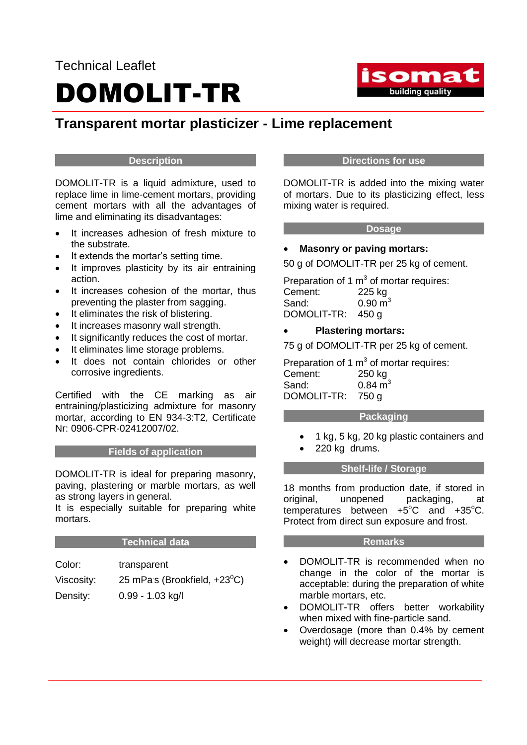Technical Leaflet

# DOMOLIT-TR

## Transparent mortar plasticizer - Lime replacement

### Description

DOMOLIT-TR is a liquid admixture, used to replace lime in lime-cement mortars, providing cement mortars with all the advantages of lime and eliminating its disadvantages:

- It increases adhesion of fresh mixture to the substrate.
- It extends the mortar's setting time.
- It improves plasticity by its air entraining action.
- It increases cohesion of the mortar, thus preventing the plaster from sagging.
- It eliminates the risk of blistering.
- It increases masonry wall strength.
- It significantly reduces the cost of mortar.
- It eliminates lime storage problems.
- It does not contain chlorides or other corrosive ingredients.

Certified with the CE marking as air entraining/plasticizing admixture for masonry mortar, according to EN 934-3:T2, Certificate Nr: 0906-CPR-02412007/02.

### Fields of application

DOMOLIT-TR is ideal for preparing masonry, paving, plastering or marble mortars, as well as strong layers in general.
It is especially suitable for preparing white mortars.

### Technical data

| | |
|---|---|
| Color: | transparent |
| Viscosity: | 25 mPa·s (Brookfield, +23$^{0}$C) |
| Density: | 0.99 - 1.03 kg/l |

### Directions for use

DOMOLIT-TR is added into the mixing water of mortars. Due to its plasticizing effect, less mixing water is required.

### Dosage

- **Masonry or paving mortars:**

50 g of DOMOLIT-TR per 25 kg of cement.

Preparation of 1 m$^3$ of mortar requires:

| | |
|---|---|
| Cement: | 225 kg |
| Sand: | 0.90 m$^3$ |
| DOMOLIT-TR: | 450 g |

- **Plastering mortars:**

75 g of DOMOLIT-TR per 25 kg of cement.

Preparation of 1 m$^3$ of mortar requires:

| | |
|---|---|
| Cement: | 250 kg |
| Sand: | 0.84 m$^3$ |
| DOMOLIT-TR: | 750 g |

### Packaging

- 1 kg, 5 kg, 20 kg plastic containers and
- 220 kg drums.

### Shelf-life / Storage

18 months from production date, if stored in original, unopened packaging, at temperatures between +5$^{o}$C and +35$^{o}$C. Protect from direct sun exposure and frost.

### Remarks

- DOMOLIT-TR is recommended when no change in the color of the mortar is acceptable: during the preparation of white marble mortars, etc.
- DOMOLIT-TR offers better workability when mixed with fine-particle sand.
- Overdosage (more than 0.4% by cement weight) will decrease mortar strength.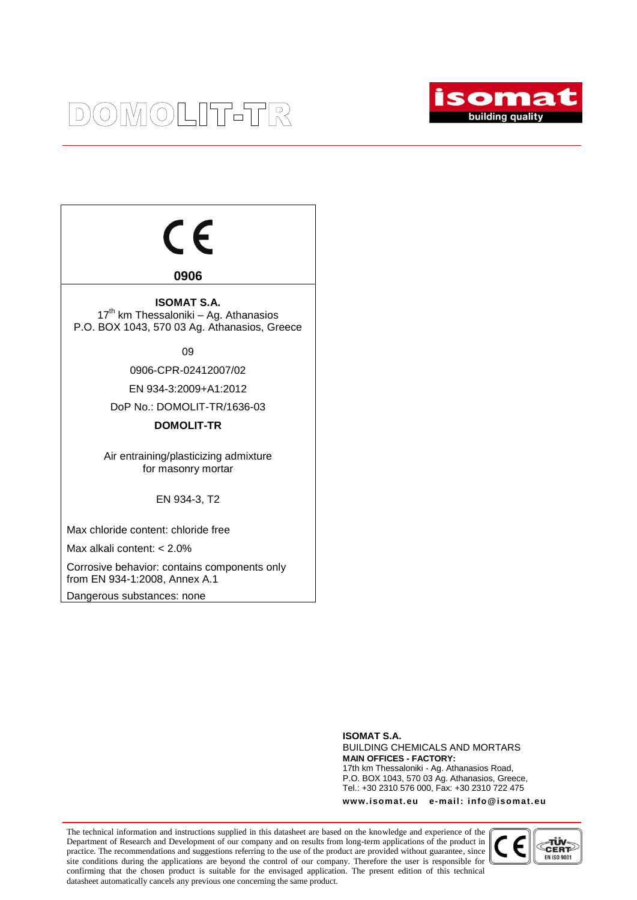# DOMOLIT-TR

CE

**0906**

**ISOMAT S.A.**
17th km Thessaloniki – Ag. Athanasios
P.O. BOX 1043, 570 03 Ag. Athanasios, Greece

09

0906-CPR-02412007/02

EN 934-3:2009+A1:2012

DoP No.: DOMOLIT-TR/1636-03

**DOMOLIT-TR**

Air entraining/plasticizing admixture
for masonry mortar

EN 934-3, T2

Max chloride content: chloride free

Max alkali content: < 2.0%

Corrosive behavior: contains components only from EN 934-1:2008, Annex A.1

Dangerous substances: none

**ISOMAT S.A.**
BUILDING CHEMICALS AND MORTARS
**MAIN OFFICES - FACTORY:**
17th km Thessaloniki - Ag. Athanasios Road,
P.O. BOX 1043, 570 03 Ag. Athanasios, Greece,
Tel.: +30 2310 576 000, Fax: +30 2310 722 475
**www.isomat.eu e-mail: info@isomat.eu**

The technical information and instructions supplied in this datasheet are based on the knowledge and experience of the Department of Research and Development of our company and on results from long-term applications of the product in practice. The recommendations and suggestions referring to the use of the product are provided without guarantee, since site conditions during the applications are beyond the control of our company. Therefore the user is responsible for confirming that the chosen product is suitable for the envisaged application. The present edition of this technical datasheet automatically cancels any previous one concerning the same product.